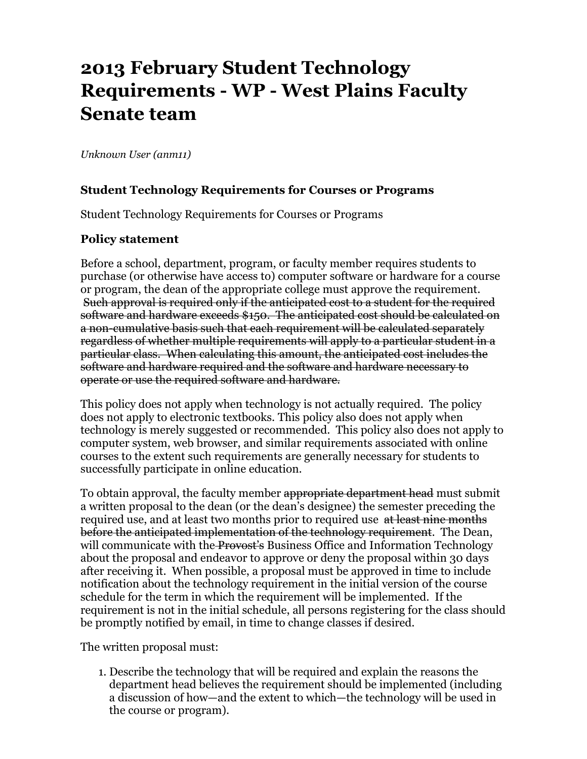# 2013 February Student Technology Requirements - WP - West Plains Faculty Senate team

*Unknown User (anm11)*

### Student Technology Requirements for Courses or Programs

Student Technology Requirements for Courses or Programs

### Policy statement

Before a school, department, program, or faculty member requires students to purchase (or otherwise have access to) computer software or hardware for a course or program, the dean of the appropriate college must approve the requirement. ~~Such approval is required only if the anticipated cost to a student for the required software and hardware exceeds $150. The anticipated cost should be calculated on a non-cumulative basis such that each requirement will be calculated separately regardless of whether multiple requirements will apply to a particular student in a particular class. When calculating this amount, the anticipated cost includes the software and hardware required and the software and hardware necessary to operate or use the required software and hardware.~~

This policy does not apply when technology is not actually required. The policy does not apply to electronic textbooks. This policy also does not apply when technology is merely suggested or recommended. This policy also does not apply to computer system, web browser, and similar requirements associated with online courses to the extent such requirements are generally necessary for students to successfully participate in online education.

To obtain approval, the faculty member ~~appropriate department head~~ must submit a written proposal to the dean (or the dean's designee) the semester preceding the required use, and at least two months prior to required use ~~at least nine months before the anticipated implementation of the technology requirement~~. The Dean, will communicate with the ~~Provost's~~ Business Office and Information Technology about the proposal and endeavor to approve or deny the proposal within 30 days after receiving it. When possible, a proposal must be approved in time to include notification about the technology requirement in the initial version of the course schedule for the term in which the requirement will be implemented. If the requirement is not in the initial schedule, all persons registering for the class should be promptly notified by email, in time to change classes if desired.

The written proposal must:

1. Describe the technology that will be required and explain the reasons the department head believes the requirement should be implemented (including a discussion of how—and the extent to which—the technology will be used in the course or program).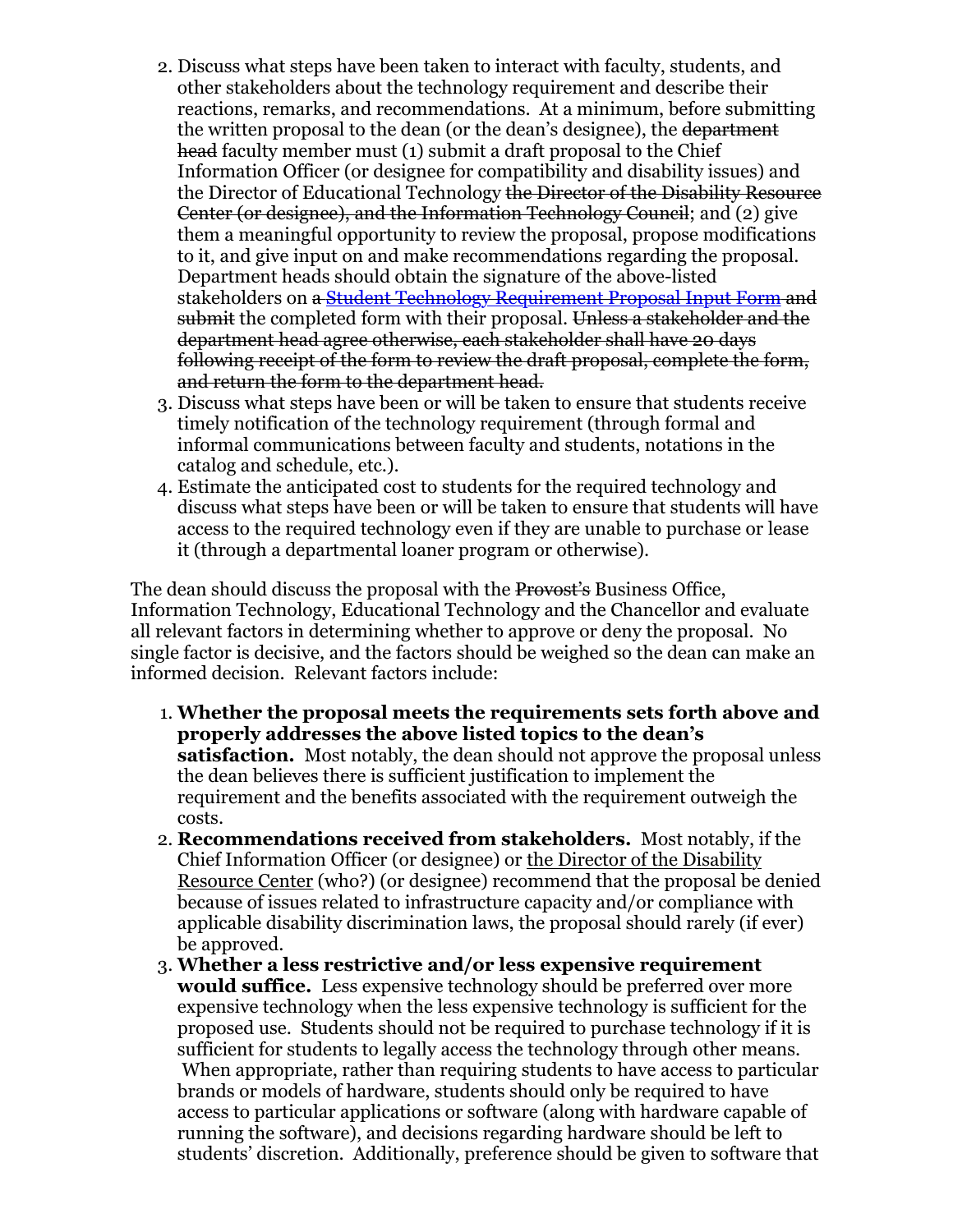2. Discuss what steps have been taken to interact with faculty, students, and other stakeholders about the technology requirement and describe their reactions, remarks, and recommendations. At a minimum, before submitting the written proposal to the dean (or the dean's designee), the ~~department head~~ faculty member must (1) submit a draft proposal to the Chief Information Officer (or designee for compatibility and disability issues) and the Director of Educational Technology ~~the Director of the Disability Resource Center (or designee), and the Information Technology Council~~; and (2) give them a meaningful opportunity to review the proposal, propose modifications to it, and give input on and make recommendations regarding the proposal. Department heads should obtain the signature of the above-listed stakeholders on ~~a~~ Student Technology Requirement Proposal Input Form ~~and submit~~ the completed form with their proposal. ~~Unless a stakeholder and the department head agree otherwise, each stakeholder shall have 20 days following receipt of the form to review the draft proposal, complete the form, and return the form to the department head.~~
3. Discuss what steps have been or will be taken to ensure that students receive timely notification of the technology requirement (through formal and informal communications between faculty and students, notations in the catalog and schedule, etc.).
4. Estimate the anticipated cost to students for the required technology and discuss what steps have been or will be taken to ensure that students will have access to the required technology even if they are unable to purchase or lease it (through a departmental loaner program or otherwise).

The dean should discuss the proposal with the ~~Provost's~~ Business Office, Information Technology, Educational Technology and the Chancellor and evaluate all relevant factors in determining whether to approve or deny the proposal. No single factor is decisive, and the factors should be weighed so the dean can make an informed decision. Relevant factors include:

1. **Whether the proposal meets the requirements sets forth above and properly addresses the above listed topics to the dean's satisfaction.** Most notably, the dean should not approve the proposal unless the dean believes there is sufficient justification to implement the requirement and the benefits associated with the requirement outweigh the costs.
2. **Recommendations received from stakeholders.** Most notably, if the Chief Information Officer (or designee) or the Director of the Disability Resource Center (who?) (or designee) recommend that the proposal be denied because of issues related to infrastructure capacity and/or compliance with applicable disability discrimination laws, the proposal should rarely (if ever) be approved.
3. **Whether a less restrictive and/or less expensive requirement would suffice.** Less expensive technology should be preferred over more expensive technology when the less expensive technology is sufficient for the proposed use. Students should not be required to purchase technology if it is sufficient for students to legally access the technology through other means. When appropriate, rather than requiring students to have access to particular brands or models of hardware, students should only be required to have access to particular applications or software (along with hardware capable of running the software), and decisions regarding hardware should be left to students' discretion. Additionally, preference should be given to software that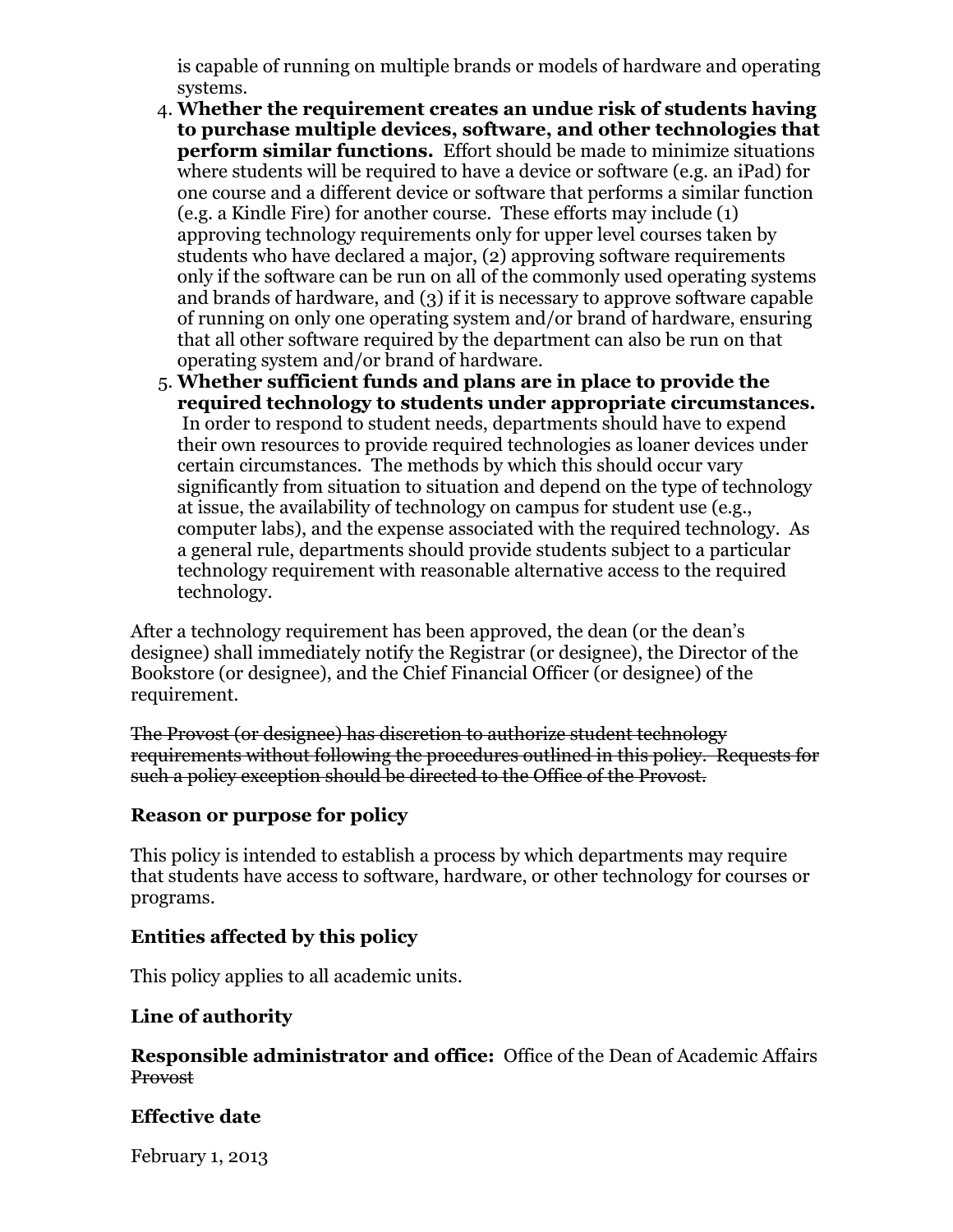is capable of running on multiple brands or models of hardware and operating systems.

4. **Whether the requirement creates an undue risk of students having to purchase multiple devices, software, and other technologies that perform similar functions.** Effort should be made to minimize situations where students will be required to have a device or software (e.g. an iPad) for one course and a different device or software that performs a similar function (e.g. a Kindle Fire) for another course. These efforts may include (1) approving technology requirements only for upper level courses taken by students who have declared a major, (2) approving software requirements only if the software can be run on all of the commonly used operating systems and brands of hardware, and (3) if it is necessary to approve software capable of running on only one operating system and/or brand of hardware, ensuring that all other software required by the department can also be run on that operating system and/or brand of hardware.
5. **Whether sufficient funds and plans are in place to provide the required technology to students under appropriate circumstances.** In order to respond to student needs, departments should have to expend their own resources to provide required technologies as loaner devices under certain circumstances. The methods by which this should occur vary significantly from situation to situation and depend on the type of technology at issue, the availability of technology on campus for student use (e.g., computer labs), and the expense associated with the required technology. As a general rule, departments should provide students subject to a particular technology requirement with reasonable alternative access to the required technology.

After a technology requirement has been approved, the dean (or the dean's designee) shall immediately notify the Registrar (or designee), the Director of the Bookstore (or designee), and the Chief Financial Officer (or designee) of the requirement.

~~The Provost (or designee) has discretion to authorize student technology requirements without following the procedures outlined in this policy. Requests for such a policy exception should be directed to the Office of the Provost.~~

### Reason or purpose for policy

This policy is intended to establish a process by which departments may require that students have access to software, hardware, or other technology for courses or programs.

### Entities affected by this policy

This policy applies to all academic units.

### Line of authority

**Responsible administrator and office:** Office of the Dean of Academic Affairs ~~Provost~~

### Effective date

February 1, 2013